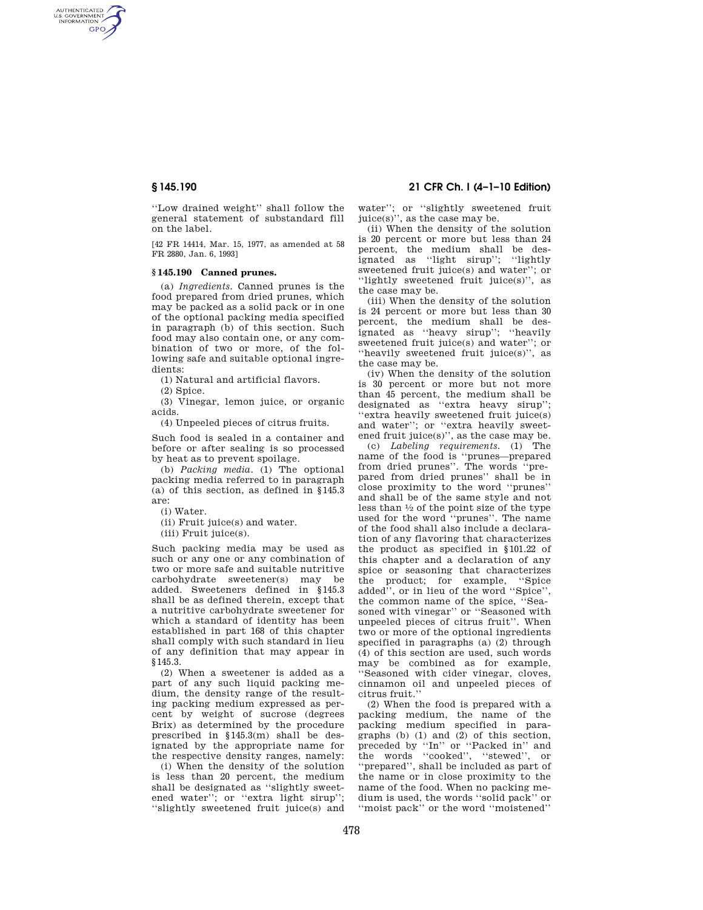''Low drained weight'' shall follow the general statement of substandard fill on the label.

[42 FR 14414, Mar. 15, 1977, as amended at 58 FR 2880, Jan. 6, 1993]

### § 145.190 Canned prunes.

(a) *Ingredients.* Canned prunes is the food prepared from dried prunes, which may be packed as a solid pack or in one of the optional packing media specified in paragraph (b) of this section. Such food may also contain one, or any combination of two or more, of the following safe and suitable optional ingredients:

(1) Natural and artificial flavors.

(2) Spice.

(3) Vinegar, lemon juice, or organic acids.

(4) Unpeeled pieces of citrus fruits.

Such food is sealed in a container and before or after sealing is so processed by heat as to prevent spoilage.

(b) *Packing media.* (1) The optional packing media referred to in paragraph (a) of this section, as defined in §145.3 are:

(i) Water.

(ii) Fruit juice(s) and water.

(iii) Fruit juice(s).

Such packing media may be used as such or any one or any combination of two or more safe and suitable nutritive carbohydrate sweetener(s) may be added. Sweeteners defined in §145.3 shall be as defined therein, except that a nutritive carbohydrate sweetener for which a standard of identity has been established in part 168 of this chapter shall comply with such standard in lieu of any definition that may appear in §145.3.

(2) When a sweetener is added as a part of any such liquid packing medium, the density range of the resulting packing medium expressed as percent by weight of sucrose (degrees Brix) as determined by the procedure prescribed in §145.3(m) shall be designated by the appropriate name for the respective density ranges, namely:

(i) When the density of the solution is less than 20 percent, the medium shall be designated as ''slightly sweetened water''; or ''extra light sirup''; ''slightly sweetened fruit juice(s) and water''; or ''slightly sweetened fruit juice(s)'', as the case may be.

(ii) When the density of the solution is 20 percent or more but less than 24 percent, the medium shall be designated as ''light sirup''; ''lightly sweetened fruit juice(s) and water''; or ''lightly sweetened fruit juice(s)'', as the case may be.

(iii) When the density of the solution is 24 percent or more but less than 30 percent, the medium shall be designated as ''heavy sirup''; ''heavily sweetened fruit juice(s) and water''; or ''heavily sweetened fruit juice(s)'', as the case may be.

(iv) When the density of the solution is 30 percent or more but not more than 45 percent, the medium shall be designated as ''extra heavy sirup''; ''extra heavily sweetened fruit juice(s) and water''; or ''extra heavily sweetened fruit juice(s)'', as the case may be.

(c) *Labeling requirements.* (1) The name of the food is ''prunes—prepared from dried prunes''. The words ''prepared from dried prunes'' shall be in close proximity to the word ''prunes'' and shall be of the same style and not less than ½ of the point size of the type used for the word ''prunes''. The name of the food shall also include a declaration of any flavoring that characterizes the product as specified in §101.22 of this chapter and a declaration of any spice or seasoning that characterizes the product; for example, ''Spice added'', or in lieu of the word ''Spice'', the common name of the spice, ''Seasoned with vinegar'' or ''Seasoned with unpeeled pieces of citrus fruit''. When two or more of the optional ingredients specified in paragraphs (a) (2) through (4) of this section are used, such words may be combined as for example, ''Seasoned with cider vinegar, cloves, cinnamon oil and unpeeled pieces of citrus fruit.''

(2) When the food is prepared with a packing medium, the name of the packing medium specified in paragraphs (b) (1) and (2) of this section, preceded by ''In'' or ''Packed in'' and the words ''cooked'', ''stewed'', or ''prepared'', shall be included as part of the name or in close proximity to the name of the food. When no packing medium is used, the words ''solid pack'' or ''moist pack'' or the word ''moistened''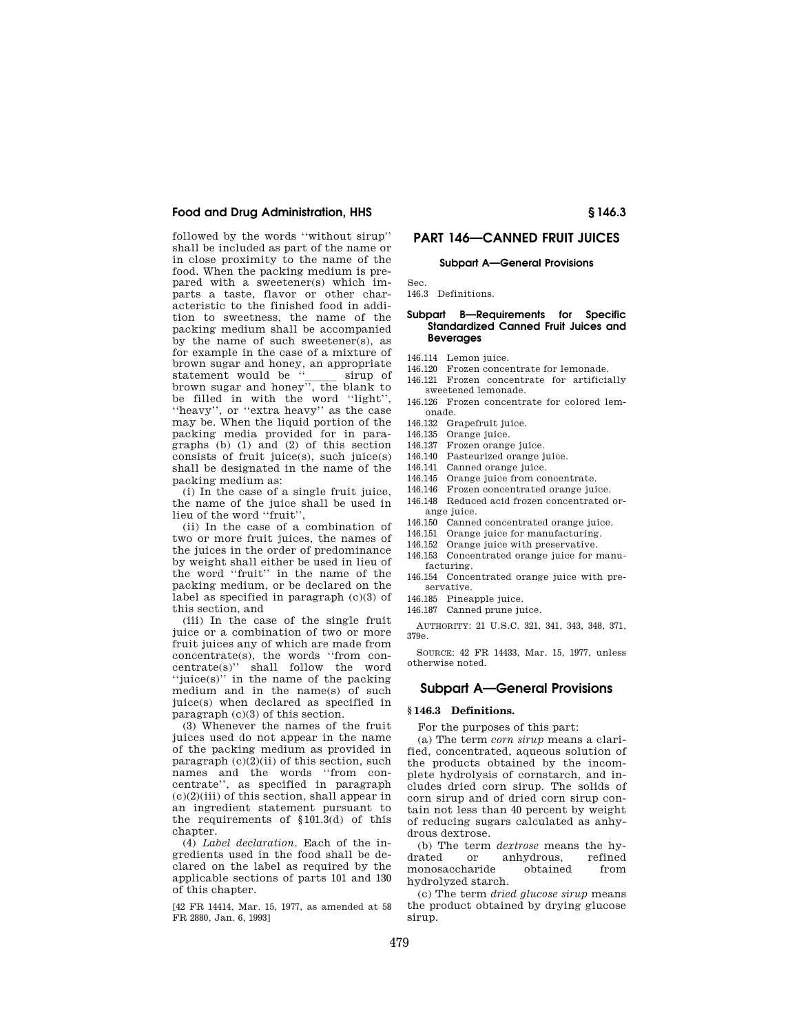followed by the words ''without sirup'' shall be included as part of the name or in close proximity to the name of the food. When the packing medium is prepared with a sweetener(s) which imparts a taste, flavor or other characteristic to the finished food in addition to sweetness, the name of the packing medium shall be accompanied by the name of such sweetener(s), as for example in the case of a mixture of brown sugar and honey, an appropriate statement would be ''______ sirup of brown sugar and honey'', the blank to be filled in with the word ''light'', ''heavy'', or ''extra heavy'' as the case may be. When the liquid portion of the packing media provided for in paragraphs (b) (1) and (2) of this section consists of fruit juice(s), such juice(s) shall be designated in the name of the packing medium as:

(i) In the case of a single fruit juice, the name of the juice shall be used in lieu of the word ''fruit'',

(ii) In the case of a combination of two or more fruit juices, the names of the juices in the order of predominance by weight shall either be used in lieu of the word ''fruit'' in the name of the packing medium, or be declared on the label as specified in paragraph (c)(3) of this section, and

(iii) In the case of the single fruit juice or a combination of two or more fruit juices any of which are made from concentrate(s), the words ''from concentrate(s)'' shall follow the word ''juice(s)'' in the name of the packing medium and in the name(s) of such juice(s) when declared as specified in paragraph (c)(3) of this section.

(3) Whenever the names of the fruit juices used do not appear in the name of the packing medium as provided in paragraph (c)(2)(ii) of this section, such names and the words ''from concentrate'', as specified in paragraph (c)(2)(iii) of this section, shall appear in an ingredient statement pursuant to the requirements of §101.3(d) of this chapter.

(4) *Label declaration.* Each of the ingredients used in the food shall be declared on the label as required by the applicable sections of parts 101 and 130 of this chapter.

[42 FR 14414, Mar. 15, 1977, as amended at 58 FR 2880, Jan. 6, 1993]

# PART 146—CANNED FRUIT JUICES

## Subpart A—General Provisions

Sec.
146.3 Definitions.

## Subpart B—Requirements for Specific Standardized Canned Fruit Juices and Beverages

146.114 Lemon juice.
146.120 Frozen concentrate for lemonade.
146.121 Frozen concentrate for artificially sweetened lemonade.
146.126 Frozen concentrate for colored lemonade.
146.132 Grapefruit juice.
146.135 Orange juice.
146.137 Frozen orange juice.
146.140 Pasteurized orange juice.
146.141 Canned orange juice.
146.145 Orange juice from concentrate.
146.146 Frozen concentrated orange juice.
146.148 Reduced acid frozen concentrated orange juice.
146.150 Canned concentrated orange juice.
146.151 Orange juice for manufacturing.
146.152 Orange juice with preservative.
146.153 Concentrated orange juice for manufacturing.
146.154 Concentrated orange juice with preservative.
146.185 Pineapple juice.
146.187 Canned prune juice.

AUTHORITY: 21 U.S.C. 321, 341, 343, 348, 371, 379e.

SOURCE: 42 FR 14433, Mar. 15, 1977, unless otherwise noted.

## Subpart A—General Provisions

### § 146.3 Definitions.

For the purposes of this part:

(a) The term *corn sirup* means a clarified, concentrated, aqueous solution of the products obtained by the incomplete hydrolysis of cornstarch, and includes dried corn sirup. The solids of corn sirup and of dried corn sirup contain not less than 40 percent by weight of reducing sugars calculated as anhydrous dextrose.

(b) The term *dextrose* means the hydrated or anhydrous, refined monosaccharide obtained from hydrolyzed starch.

(c) The term *dried glucose sirup* means the product obtained by drying glucose sirup.